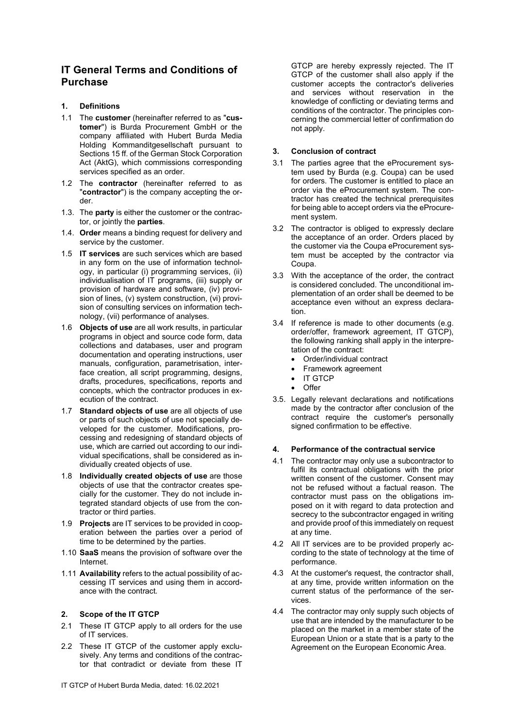# IT General Terms and Conditions of Purchase

## 1. Definitions

1.1 The **customer** (hereinafter referred to as "**customer**") is Burda Procurement GmbH or the company affiliated with Hubert Burda Media Holding Kommanditgesellschaft pursuant to Sections 15 ff. of the German Stock Corporation Act (AktG), which commissions corresponding services specified as an order.

1.2 The **contractor** (hereinafter referred to as "**contractor**") is the company accepting the order.

1.3. The **party** is either the customer or the contractor, or jointly the **parties**.

1.4. **Order** means a binding request for delivery and service by the customer.

1.5 **IT services** are such services which are based in any form on the use of information technology, in particular (i) programming services, (ii) individualisation of IT programs, (iii) supply or provision of hardware and software, (iv) provision of lines, (v) system construction, (vi) provision of consulting services on information technology, (vii) performance of analyses.

1.6 **Objects of use** are all work results, in particular programs in object and source code form, data collections and databases, user and program documentation and operating instructions, user manuals, configuration, parametrisation, interface creation, all script programming, designs, drafts, procedures, specifications, reports and concepts, which the contractor produces in execution of the contract.

1.7 **Standard objects of use** are all objects of use or parts of such objects of use not specially developed for the customer. Modifications, processing and redesigning of standard objects of use, which are carried out according to our individual specifications, shall be considered as individually created objects of use.

1.8 **Individually created objects of use** are those objects of use that the contractor creates specially for the customer. They do not include integrated standard objects of use from the contractor or third parties.

1.9 **Projects** are IT services to be provided in cooperation between the parties over a period of time to be determined by the parties.

1.10 **SaaS** means the provision of software over the Internet.

1.11 **Availability** refers to the actual possibility of accessing IT services and using them in accordance with the contract.

## 2. Scope of the IT GTCP

2.1 These IT GTCP apply to all orders for the use of IT services.

2.2 These IT GTCP of the customer apply exclusively. Any terms and conditions of the contractor that contradict or deviate from these IT GTCP are hereby expressly rejected. The IT GTCP of the customer shall also apply if the customer accepts the contractor's deliveries and services without reservation in the knowledge of conflicting or deviating terms and conditions of the contractor. The principles concerning the commercial letter of confirmation do not apply.

## 3. Conclusion of contract

3.1 The parties agree that the eProcurement system used by Burda (e.g. Coupa) can be used for orders. The customer is entitled to place an order via the eProcurement system. The contractor has created the technical prerequisites for being able to accept orders via the eProcurement system.

3.2 The contractor is obliged to expressly declare the acceptance of an order. Orders placed by the customer via the Coupa eProcurement system must be accepted by the contractor via Coupa.

3.3 With the acceptance of the order, the contract is considered concluded. The unconditional implementation of an order shall be deemed to be acceptance even without an express declaration.

3.4 If reference is made to other documents (e.g. order/offer, framework agreement, IT GTCP), the following ranking shall apply in the interpretation of the contract:

- Order/individual contract
- Framework agreement
- IT GTCP
- Offer

3.5. Legally relevant declarations and notifications made by the contractor after conclusion of the contract require the customer's personally signed confirmation to be effective.

## 4. Performance of the contractual service

4.1 The contractor may only use a subcontractor to fulfil its contractual obligations with the prior written consent of the customer. Consent may not be refused without a factual reason. The contractor must pass on the obligations imposed on it with regard to data protection and secrecy to the subcontractor engaged in writing and provide proof of this immediately on request at any time.

4.2 All IT services are to be provided properly according to the state of technology at the time of performance.

4.3 At the customer's request, the contractor shall, at any time, provide written information on the current status of the performance of the services.

4.4 The contractor may only supply such objects of use that are intended by the manufacturer to be placed on the market in a member state of the European Union or a state that is a party to the Agreement on the European Economic Area.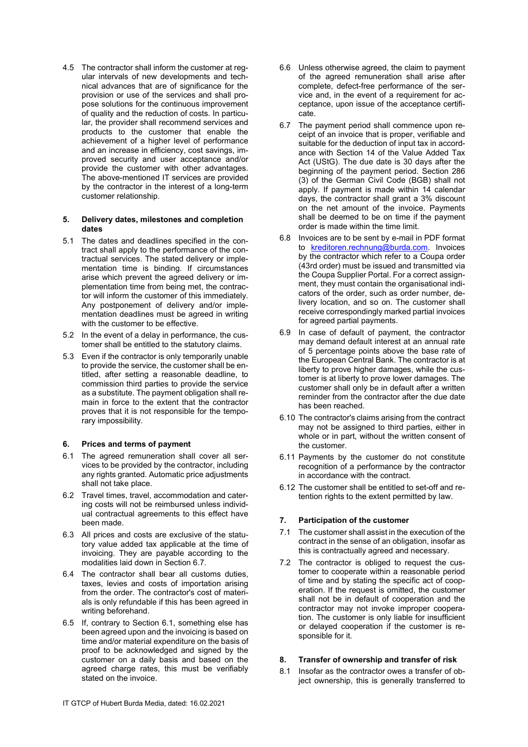4.5 The contractor shall inform the customer at regular intervals of new developments and technical advances that are of significance for the provision or use of the services and shall propose solutions for the continuous improvement of quality and the reduction of costs. In particular, the provider shall recommend services and products to the customer that enable the achievement of a higher level of performance and an increase in efficiency, cost savings, improved security and user acceptance and/or provide the customer with other advantages. The above-mentioned IT services are provided by the contractor in the interest of a long-term customer relationship.

## 5. Delivery dates, milestones and completion dates

5.1 The dates and deadlines specified in the contract shall apply to the performance of the contractual services. The stated delivery or implementation time is binding. If circumstances arise which prevent the agreed delivery or implementation time from being met, the contractor will inform the customer of this immediately. Any postponement of delivery and/or implementation deadlines must be agreed in writing with the customer to be effective.

5.2 In the event of a delay in performance, the customer shall be entitled to the statutory claims.

5.3 Even if the contractor is only temporarily unable to provide the service, the customer shall be entitled, after setting a reasonable deadline, to commission third parties to provide the service as a substitute. The payment obligation shall remain in force to the extent that the contractor proves that it is not responsible for the temporary impossibility.

## 6. Prices and terms of payment

6.1 The agreed remuneration shall cover all services to be provided by the contractor, including any rights granted. Automatic price adjustments shall not take place.

6.2 Travel times, travel, accommodation and catering costs will not be reimbursed unless individual contractual agreements to this effect have been made.

6.3 All prices and costs are exclusive of the statutory value added tax applicable at the time of invoicing. They are payable according to the modalities laid down in Section 6.7.

6.4 The contractor shall bear all customs duties, taxes, levies and costs of importation arising from the order. The contractor's cost of materials is only refundable if this has been agreed in writing beforehand.

6.5 If, contrary to Section 6.1, something else has been agreed upon and the invoicing is based on time and/or material expenditure on the basis of proof to be acknowledged and signed by the customer on a daily basis and based on the agreed charge rates, this must be verifiably stated on the invoice.

6.6 Unless otherwise agreed, the claim to payment of the agreed remuneration shall arise after complete, defect-free performance of the service and, in the event of a requirement for acceptance, upon issue of the acceptance certificate.

6.7 The payment period shall commence upon receipt of an invoice that is proper, verifiable and suitable for the deduction of input tax in accordance with Section 14 of the Value Added Tax Act (UStG). The due date is 30 days after the beginning of the payment period. Section 286 (3) of the German Civil Code (BGB) shall not apply. If payment is made within 14 calendar days, the contractor shall grant a 3% discount on the net amount of the invoice. Payments shall be deemed to be on time if the payment order is made within the time limit.

6.8 Invoices are to be sent by e-mail in PDF format to kreditoren.rechnung@burda.com. Invoices by the contractor which refer to a Coupa order (43rd order) must be issued and transmitted via the Coupa Supplier Portal. For a correct assignment, they must contain the organisational indicators of the order, such as order number, delivery location, and so on. The customer shall receive correspondingly marked partial invoices for agreed partial payments.

6.9 In case of default of payment, the contractor may demand default interest at an annual rate of 5 percentage points above the base rate of the European Central Bank. The contractor is at liberty to prove higher damages, while the customer is at liberty to prove lower damages. The customer shall only be in default after a written reminder from the contractor after the due date has been reached.

6.10 The contractor's claims arising from the contract may not be assigned to third parties, either in whole or in part, without the written consent of the customer.

6.11 Payments by the customer do not constitute recognition of a performance by the contractor in accordance with the contract.

6.12 The customer shall be entitled to set-off and retention rights to the extent permitted by law.

## 7. Participation of the customer

7.1 The customer shall assist in the execution of the contract in the sense of an obligation, insofar as this is contractually agreed and necessary.

7.2 The contractor is obliged to request the customer to cooperate within a reasonable period of time and by stating the specific act of cooperation. If the request is omitted, the customer shall not be in default of cooperation and the contractor may not invoke improper cooperation. The customer is only liable for insufficient or delayed cooperation if the customer is responsible for it.

## 8. Transfer of ownership and transfer of risk

8.1 Insofar as the contractor owes a transfer of object ownership, this is generally transferred to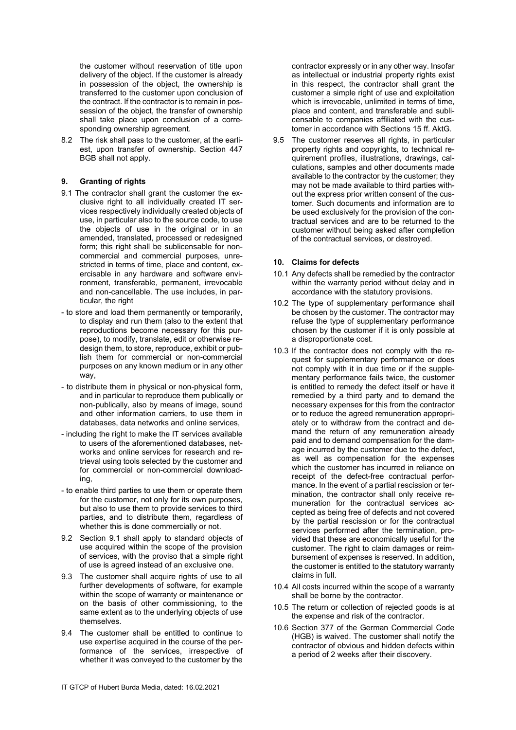the customer without reservation of title upon delivery of the object. If the customer is already in possession of the object, the ownership is transferred to the customer upon conclusion of the contract. If the contractor is to remain in possession of the object, the transfer of ownership shall take place upon conclusion of a corresponding ownership agreement.

8.2 The risk shall pass to the customer, at the earliest, upon transfer of ownership. Section 447 BGB shall not apply.

## 9. Granting of rights

9.1 The contractor shall grant the customer the exclusive right to all individually created IT services respectively individually created objects of use, in particular also to the source code, to use the objects of use in the original or in an amended, translated, processed or redesigned form; this right shall be sublicensable for non-commercial and commercial purposes, unrestricted in terms of time, place and content, exercisable in any hardware and software environment, transferable, permanent, irrevocable and non-cancellable. The use includes, in particular, the right

- to store and load them permanently or temporarily, to display and run them (also to the extent that reproductions become necessary for this purpose), to modify, translate, edit or otherwise redesign them, to store, reproduce, exhibit or publish them for commercial or non-commercial purposes on any known medium or in any other way,
- to distribute them in physical or non-physical form, and in particular to reproduce them publically or non-publically, also by means of image, sound and other information carriers, to use them in databases, data networks and online services,
- including the right to make the IT services available to users of the aforementioned databases, networks and online services for research and retrieval using tools selected by the customer and for commercial or non-commercial downloading,
- to enable third parties to use them or operate them for the customer, not only for its own purposes, but also to use them to provide services to third parties, and to distribute them, regardless of whether this is done commercially or not.

9.2 Section 9.1 shall apply to standard objects of use acquired within the scope of the provision of services, with the proviso that a simple right of use is agreed instead of an exclusive one.

9.3 The customer shall acquire rights of use to all further developments of software, for example within the scope of warranty or maintenance or on the basis of other commissioning, to the same extent as to the underlying objects of use themselves.

9.4 The customer shall be entitled to continue to use expertise acquired in the course of the performance of the services, irrespective of whether it was conveyed to the customer by the contractor expressly or in any other way. Insofar as intellectual or industrial property rights exist in this respect, the contractor shall grant the customer a simple right of use and exploitation which is irrevocable, unlimited in terms of time, place and content, and transferable and sublicensable to companies affiliated with the customer in accordance with Sections 15 ff. AktG.

9.5 The customer reserves all rights, in particular property rights and copyrights, to technical requirement profiles, illustrations, drawings, calculations, samples and other documents made available to the contractor by the customer; they may not be made available to third parties without the express prior written consent of the customer. Such documents and information are to be used exclusively for the provision of the contractual services and are to be returned to the customer without being asked after completion of the contractual services, or destroyed.

## 10. Claims for defects

10.1 Any defects shall be remedied by the contractor within the warranty period without delay and in accordance with the statutory provisions.

10.2 The type of supplementary performance shall be chosen by the customer. The contractor may refuse the type of supplementary performance chosen by the customer if it is only possible at a disproportionate cost.

10.3 If the contractor does not comply with the request for supplementary performance or does not comply with it in due time or if the supplementary performance fails twice, the customer is entitled to remedy the defect itself or have it remedied by a third party and to demand the necessary expenses for this from the contractor or to reduce the agreed remuneration appropriately or to withdraw from the contract and demand the return of any remuneration already paid and to demand compensation for the damage incurred by the customer due to the defect, as well as compensation for the expenses which the customer has incurred in reliance on receipt of the defect-free contractual performance. In the event of a partial rescission or termination, the contractor shall only receive remuneration for the contractual services accepted as being free of defects and not covered by the partial rescission or for the contractual services performed after the termination, provided that these are economically useful for the customer. The right to claim damages or reimbursement of expenses is reserved. In addition, the customer is entitled to the statutory warranty claims in full.

10.4 All costs incurred within the scope of a warranty shall be borne by the contractor.

10.5 The return or collection of rejected goods is at the expense and risk of the contractor.

10.6 Section 377 of the German Commercial Code (HGB) is waived. The customer shall notify the contractor of obvious and hidden defects within a period of 2 weeks after their discovery.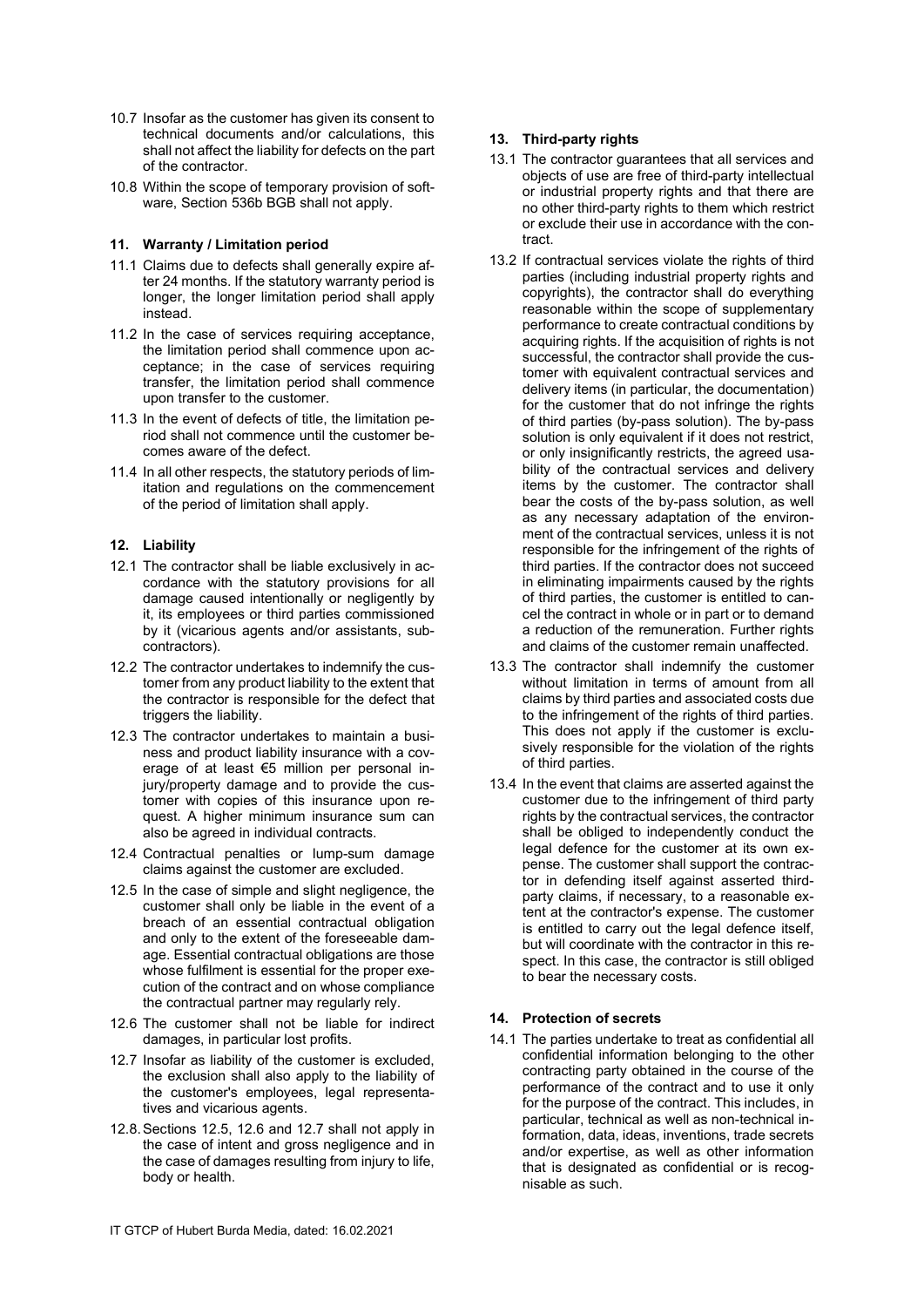10.7 Insofar as the customer has given its consent to technical documents and/or calculations, this shall not affect the liability for defects on the part of the contractor.

10.8 Within the scope of temporary provision of software, Section 536b BGB shall not apply.

## 11. Warranty / Limitation period

11.1 Claims due to defects shall generally expire after 24 months. If the statutory warranty period is longer, the longer limitation period shall apply instead.

11.2 In the case of services requiring acceptance, the limitation period shall commence upon acceptance; in the case of services requiring transfer, the limitation period shall commence upon transfer to the customer.

11.3 In the event of defects of title, the limitation period shall not commence until the customer becomes aware of the defect.

11.4 In all other respects, the statutory periods of limitation and regulations on the commencement of the period of limitation shall apply.

## 12. Liability

12.1 The contractor shall be liable exclusively in accordance with the statutory provisions for all damage caused intentionally or negligently by it, its employees or third parties commissioned by it (vicarious agents and/or assistants, subcontractors).

12.2 The contractor undertakes to indemnify the customer from any product liability to the extent that the contractor is responsible for the defect that triggers the liability.

12.3 The contractor undertakes to maintain a business and product liability insurance with a coverage of at least €5 million per personal injury/property damage and to provide the customer with copies of this insurance upon request. A higher minimum insurance sum can also be agreed in individual contracts.

12.4 Contractual penalties or lump-sum damage claims against the customer are excluded.

12.5 In the case of simple and slight negligence, the customer shall only be liable in the event of a breach of an essential contractual obligation and only to the extent of the foreseeable damage. Essential contractual obligations are those whose fulfilment is essential for the proper execution of the contract and on whose compliance the contractual partner may regularly rely.

12.6 The customer shall not be liable for indirect damages, in particular lost profits.

12.7 Insofar as liability of the customer is excluded, the exclusion shall also apply to the liability of the customer's employees, legal representatives and vicarious agents.

12.8. Sections 12.5, 12.6 and 12.7 shall not apply in the case of intent and gross negligence and in the case of damages resulting from injury to life, body or health.

## 13. Third-party rights

13.1 The contractor guarantees that all services and objects of use are free of third-party intellectual or industrial property rights and that there are no other third-party rights to them which restrict or exclude their use in accordance with the contract.

13.2 If contractual services violate the rights of third parties (including industrial property rights and copyrights), the contractor shall do everything reasonable within the scope of supplementary performance to create contractual conditions by acquiring rights. If the acquisition of rights is not successful, the contractor shall provide the customer with equivalent contractual services and delivery items (in particular, the documentation) for the customer that do not infringe the rights of third parties (by-pass solution). The by-pass solution is only equivalent if it does not restrict, or only insignificantly restricts, the agreed usability of the contractual services and delivery items by the customer. The contractor shall bear the costs of the by-pass solution, as well as any necessary adaptation of the environment of the contractual services, unless it is not responsible for the infringement of the rights of third parties. If the contractor does not succeed in eliminating impairments caused by the rights of third parties, the customer is entitled to cancel the contract in whole or in part or to demand a reduction of the remuneration. Further rights and claims of the customer remain unaffected.

13.3 The contractor shall indemnify the customer without limitation in terms of amount from all claims by third parties and associated costs due to the infringement of the rights of third parties. This does not apply if the customer is exclusively responsible for the violation of the rights of third parties.

13.4 In the event that claims are asserted against the customer due to the infringement of third party rights by the contractual services, the contractor shall be obliged to independently conduct the legal defence for the customer at its own expense. The customer shall support the contractor in defending itself against asserted third-party claims, if necessary, to a reasonable extent at the contractor's expense. The customer is entitled to carry out the legal defence itself, but will coordinate with the contractor in this respect. In this case, the contractor is still obliged to bear the necessary costs.

## 14. Protection of secrets

14.1 The parties undertake to treat as confidential all confidential information belonging to the other contracting party obtained in the course of the performance of the contract and to use it only for the purpose of the contract. This includes, in particular, technical as well as non-technical information, data, ideas, inventions, trade secrets and/or expertise, as well as other information that is designated as confidential or is recognisable as such.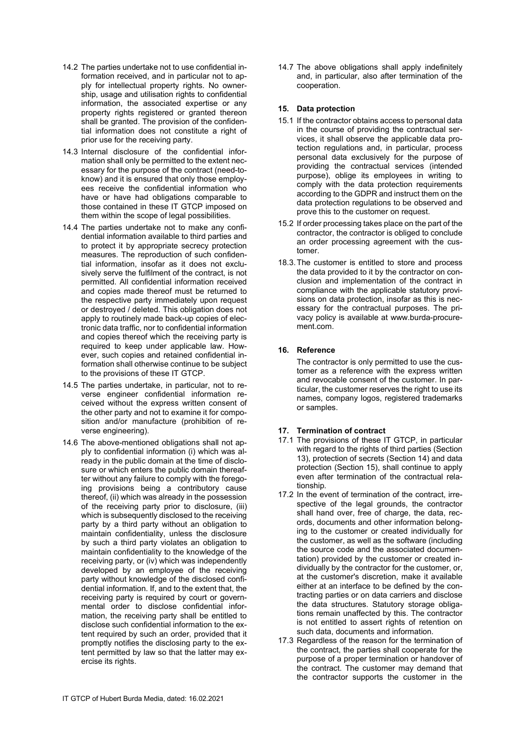14.2 The parties undertake not to use confidential information received, and in particular not to apply for intellectual property rights. No ownership, usage and utilisation rights to confidential information, the associated expertise or any property rights registered or granted thereon shall be granted. The provision of the confidential information does not constitute a right of prior use for the receiving party.

14.3 Internal disclosure of the confidential information shall only be permitted to the extent necessary for the purpose of the contract (need-to-know) and it is ensured that only those employees receive the confidential information who have or have had obligations comparable to those contained in these IT GTCP imposed on them within the scope of legal possibilities.

14.4 The parties undertake not to make any confidential information available to third parties and to protect it by appropriate secrecy protection measures. The reproduction of such confidential information, insofar as it does not exclusively serve the fulfilment of the contract, is not permitted. All confidential information received and copies made thereof must be returned to the respective party immediately upon request or destroyed / deleted. This obligation does not apply to routinely made back-up copies of electronic data traffic, nor to confidential information and copies thereof which the receiving party is required to keep under applicable law. However, such copies and retained confidential information shall otherwise continue to be subject to the provisions of these IT GTCP.

14.5 The parties undertake, in particular, not to reverse engineer confidential information received without the express written consent of the other party and not to examine it for composition and/or manufacture (prohibition of reverse engineering).

14.6 The above-mentioned obligations shall not apply to confidential information (i) which was already in the public domain at the time of disclosure or which enters the public domain thereafter without any failure to comply with the foregoing provisions being a contributory cause thereof, (ii) which was already in the possession of the receiving party prior to disclosure, (iii) which is subsequently disclosed to the receiving party by a third party without an obligation to maintain confidentiality, unless the disclosure by such a third party violates an obligation to maintain confidentiality to the knowledge of the receiving party, or (iv) which was independently developed by an employee of the receiving party without knowledge of the disclosed confidential information. If, and to the extent that, the receiving party is required by court or governmental order to disclose confidential information, the receiving party shall be entitled to disclose such confidential information to the extent required by such an order, provided that it promptly notifies the disclosing party to the extent permitted by law so that the latter may exercise its rights.

14.7 The above obligations shall apply indefinitely and, in particular, also after termination of the cooperation.

## 15. Data protection

15.1 If the contractor obtains access to personal data in the course of providing the contractual services, it shall observe the applicable data protection regulations and, in particular, process personal data exclusively for the purpose of providing the contractual services (intended purpose), oblige its employees in writing to comply with the data protection requirements according to the GDPR and instruct them on the data protection regulations to be observed and prove this to the customer on request.

15.2 If order processing takes place on the part of the contractor, the contractor is obliged to conclude an order processing agreement with the customer.

18.3. The customer is entitled to store and process the data provided to it by the contractor on conclusion and implementation of the contract in compliance with the applicable statutory provisions on data protection, insofar as this is necessary for the contractual purposes. The privacy policy is available at www.burda-procurement.com.

## 16. Reference

The contractor is only permitted to use the customer as a reference with the express written and revocable consent of the customer. In particular, the customer reserves the right to use its names, company logos, registered trademarks or samples.

## 17. Termination of contract

17.1 The provisions of these IT GTCP, in particular with regard to the rights of third parties (Section 13), protection of secrets (Section 14) and data protection (Section 15), shall continue to apply even after termination of the contractual relationship.

17.2 In the event of termination of the contract, irrespective of the legal grounds, the contractor shall hand over, free of charge, the data, records, documents and other information belonging to the customer or created individually for the customer, as well as the software (including the source code and the associated documentation) provided by the customer or created individually by the contractor for the customer, or, at the customer's discretion, make it available either at an interface to be defined by the contracting parties or on data carriers and disclose the data structures. Statutory storage obligations remain unaffected by this. The contractor is not entitled to assert rights of retention on such data, documents and information.

17.3 Regardless of the reason for the termination of the contract, the parties shall cooperate for the purpose of a proper termination or handover of the contract. The customer may demand that the contractor supports the customer in the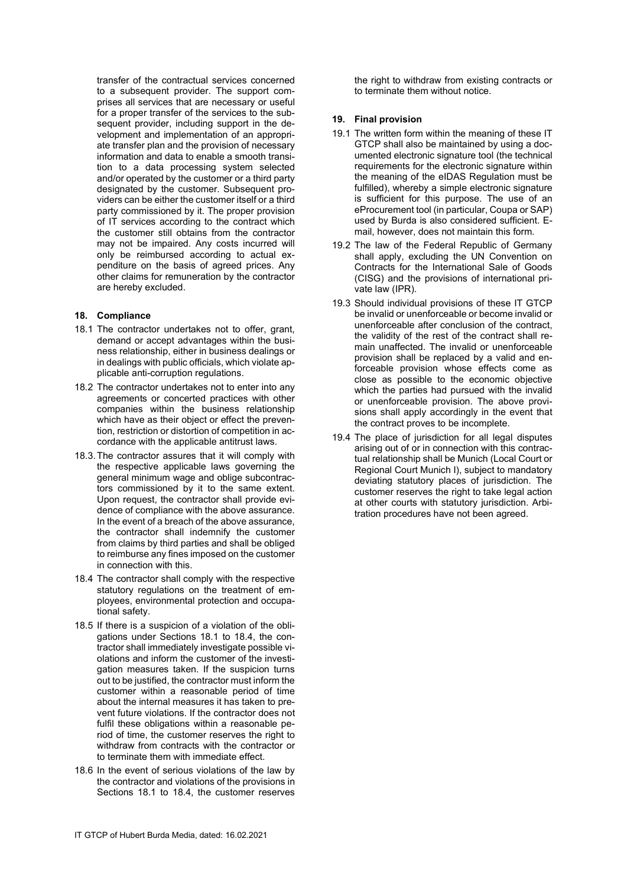transfer of the contractual services concerned to a subsequent provider. The support comprises all services that are necessary or useful for a proper transfer of the services to the subsequent provider, including support in the development and implementation of an appropriate transfer plan and the provision of necessary information and data to enable a smooth transition to a data processing system selected and/or operated by the customer or a third party designated by the customer. Subsequent providers can be either the customer itself or a third party commissioned by it. The proper provision of IT services according to the contract which the customer still obtains from the contractor may not be impaired. Any costs incurred will only be reimbursed according to actual expenditure on the basis of agreed prices. Any other claims for remuneration by the contractor are hereby excluded.

## 18. Compliance

18.1 The contractor undertakes not to offer, grant, demand or accept advantages within the business relationship, either in business dealings or in dealings with public officials, which violate applicable anti-corruption regulations.

18.2 The contractor undertakes not to enter into any agreements or concerted practices with other companies within the business relationship which have as their object or effect the prevention, restriction or distortion of competition in accordance with the applicable antitrust laws.

18.3. The contractor assures that it will comply with the respective applicable laws governing the general minimum wage and oblige subcontractors commissioned by it to the same extent. Upon request, the contractor shall provide evidence of compliance with the above assurance. In the event of a breach of the above assurance, the contractor shall indemnify the customer from claims by third parties and shall be obliged to reimburse any fines imposed on the customer in connection with this.

18.4 The contractor shall comply with the respective statutory regulations on the treatment of employees, environmental protection and occupational safety.

18.5 If there is a suspicion of a violation of the obligations under Sections 18.1 to 18.4, the contractor shall immediately investigate possible violations and inform the customer of the investigation measures taken. If the suspicion turns out to be justified, the contractor must inform the customer within a reasonable period of time about the internal measures it has taken to prevent future violations. If the contractor does not fulfil these obligations within a reasonable period of time, the customer reserves the right to withdraw from contracts with the contractor or to terminate them with immediate effect.

18.6 In the event of serious violations of the law by the contractor and violations of the provisions in Sections 18.1 to 18.4, the customer reserves the right to withdraw from existing contracts or to terminate them without notice.

## 19. Final provision

19.1 The written form within the meaning of these IT GTCP shall also be maintained by using a documented electronic signature tool (the technical requirements for the electronic signature within the meaning of the eIDAS Regulation must be fulfilled), whereby a simple electronic signature is sufficient for this purpose. The use of an eProcurement tool (in particular, Coupa or SAP) used by Burda is also considered sufficient. E-mail, however, does not maintain this form.

19.2 The law of the Federal Republic of Germany shall apply, excluding the UN Convention on Contracts for the International Sale of Goods (CISG) and the provisions of international private law (IPR).

19.3 Should individual provisions of these IT GTCP be invalid or unenforceable or become invalid or unenforceable after conclusion of the contract, the validity of the rest of the contract shall remain unaffected. The invalid or unenforceable provision shall be replaced by a valid and enforceable provision whose effects come as close as possible to the economic objective which the parties had pursued with the invalid or unenforceable provision. The above provisions shall apply accordingly in the event that the contract proves to be incomplete.

19.4 The place of jurisdiction for all legal disputes arising out of or in connection with this contractual relationship shall be Munich (Local Court or Regional Court Munich I), subject to mandatory deviating statutory places of jurisdiction. The customer reserves the right to take legal action at other courts with statutory jurisdiction. Arbitration procedures have not been agreed.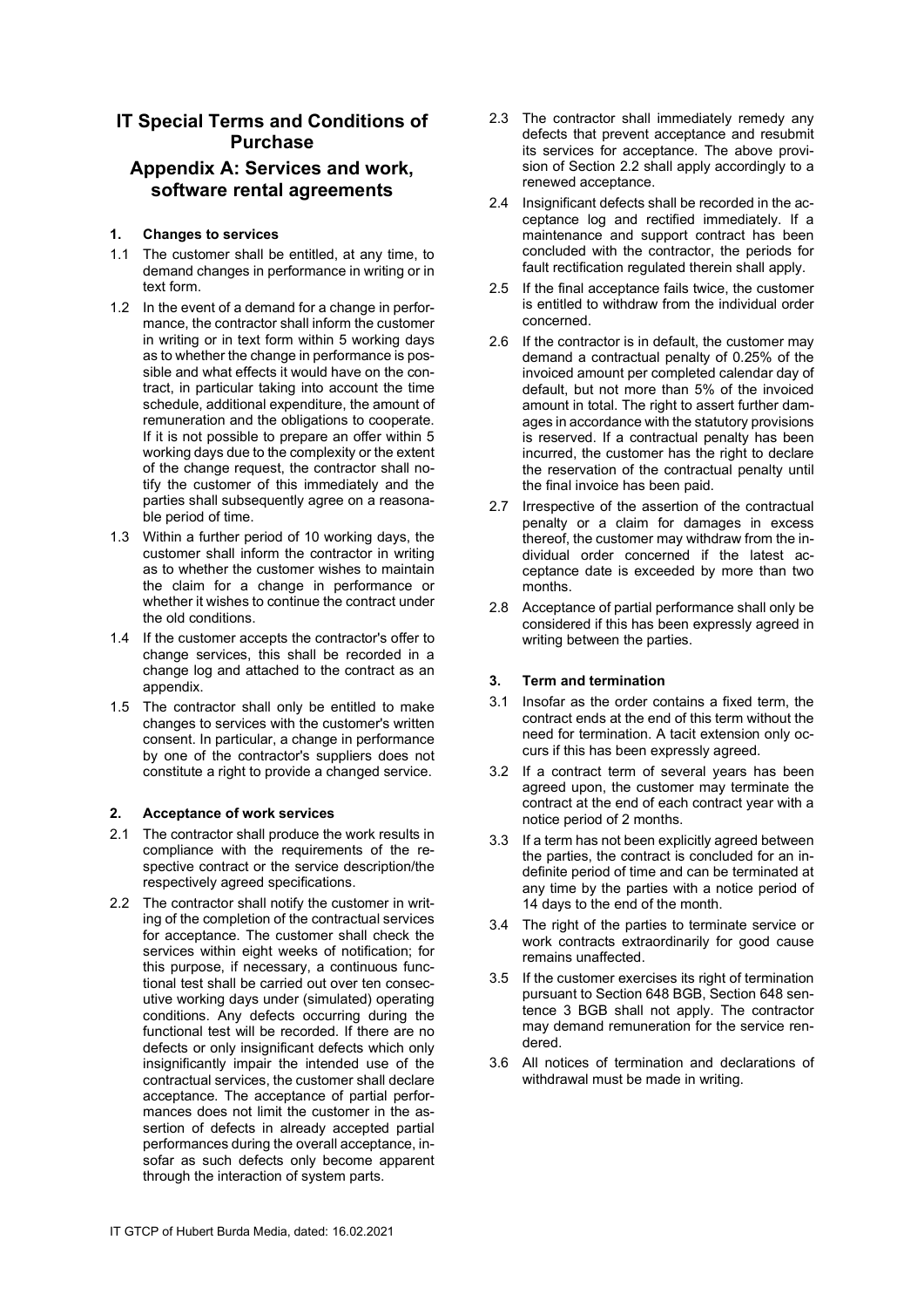# IT Special Terms and Conditions of Purchase

## Appendix A: Services and work, software rental agreements

### 1. Changes to services

1.1 The customer shall be entitled, at any time, to demand changes in performance in writing or in text form.

1.2 In the event of a demand for a change in performance, the contractor shall inform the customer in writing or in text form within 5 working days as to whether the change in performance is possible and what effects it would have on the contract, in particular taking into account the time schedule, additional expenditure, the amount of remuneration and the obligations to cooperate. If it is not possible to prepare an offer within 5 working days due to the complexity or the extent of the change request, the contractor shall notify the customer of this immediately and the parties shall subsequently agree on a reasonable period of time.

1.3 Within a further period of 10 working days, the customer shall inform the contractor in writing as to whether the customer wishes to maintain the claim for a change in performance or whether it wishes to continue the contract under the old conditions.

1.4 If the customer accepts the contractor's offer to change services, this shall be recorded in a change log and attached to the contract as an appendix.

1.5 The contractor shall only be entitled to make changes to services with the customer's written consent. In particular, a change in performance by one of the contractor's suppliers does not constitute a right to provide a changed service.

### 2. Acceptance of work services

2.1 The contractor shall produce the work results in compliance with the requirements of the respective contract or the service description/the respectively agreed specifications.

2.2 The contractor shall notify the customer in writing of the completion of the contractual services for acceptance. The customer shall check the services within eight weeks of notification; for this purpose, if necessary, a continuous functional test shall be carried out over ten consecutive working days under (simulated) operating conditions. Any defects occurring during the functional test will be recorded. If there are no defects or only insignificant defects which only insignificantly impair the intended use of the contractual services, the customer shall declare acceptance. The acceptance of partial performances does not limit the customer in the assertion of defects in already accepted partial performances during the overall acceptance, insofar as such defects only become apparent through the interaction of system parts.

2.3 The contractor shall immediately remedy any defects that prevent acceptance and resubmit its services for acceptance. The above provision of Section 2.2 shall apply accordingly to a renewed acceptance.

2.4 Insignificant defects shall be recorded in the acceptance log and rectified immediately. If a maintenance and support contract has been concluded with the contractor, the periods for fault rectification regulated therein shall apply.

2.5 If the final acceptance fails twice, the customer is entitled to withdraw from the individual order concerned.

2.6 If the contractor is in default, the customer may demand a contractual penalty of 0.25% of the invoiced amount per completed calendar day of default, but not more than 5% of the invoiced amount in total. The right to assert further damages in accordance with the statutory provisions is reserved. If a contractual penalty has been incurred, the customer has the right to declare the reservation of the contractual penalty until the final invoice has been paid.

2.7 Irrespective of the assertion of the contractual penalty or a claim for damages in excess thereof, the customer may withdraw from the individual order concerned if the latest acceptance date is exceeded by more than two months.

2.8 Acceptance of partial performance shall only be considered if this has been expressly agreed in writing between the parties.

### 3. Term and termination

3.1 Insofar as the order contains a fixed term, the contract ends at the end of this term without the need for termination. A tacit extension only occurs if this has been expressly agreed.

3.2 If a contract term of several years has been agreed upon, the customer may terminate the contract at the end of each contract year with a notice period of 2 months.

3.3 If a term has not been explicitly agreed between the parties, the contract is concluded for an indefinite period of time and can be terminated at any time by the parties with a notice period of 14 days to the end of the month.

3.4 The right of the parties to terminate service or work contracts extraordinarily for good cause remains unaffected.

3.5 If the customer exercises its right of termination pursuant to Section 648 BGB, Section 648 sentence 3 BGB shall not apply. The contractor may demand remuneration for the service rendered.

3.6 All notices of termination and declarations of withdrawal must be made in writing.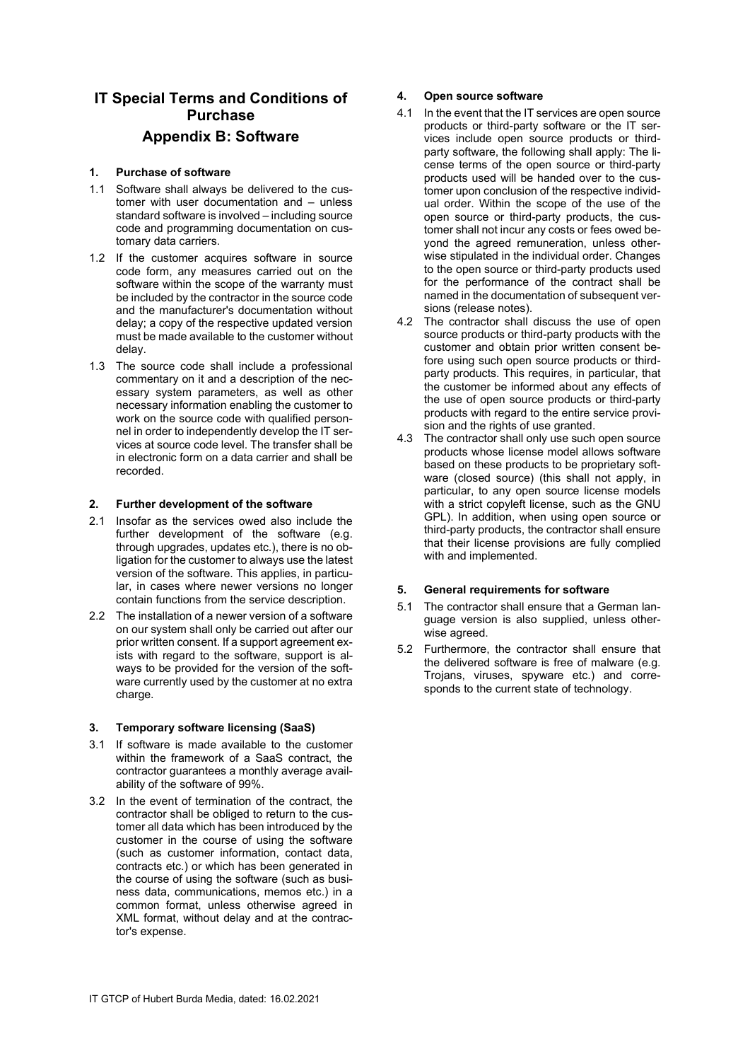# IT Special Terms and Conditions of Purchase

## Appendix B: Software

### 1. Purchase of software

1.1 Software shall always be delivered to the customer with user documentation and – unless standard software is involved – including source code and programming documentation on customary data carriers.

1.2 If the customer acquires software in source code form, any measures carried out on the software within the scope of the warranty must be included by the contractor in the source code and the manufacturer's documentation without delay; a copy of the respective updated version must be made available to the customer without delay.

1.3 The source code shall include a professional commentary on it and a description of the necessary system parameters, as well as other necessary information enabling the customer to work on the source code with qualified personnel in order to independently develop the IT services at source code level. The transfer shall be in electronic form on a data carrier and shall be recorded.

### 2. Further development of the software

2.1 Insofar as the services owed also include the further development of the software (e.g. through upgrades, updates etc.), there is no obligation for the customer to always use the latest version of the software. This applies, in particular, in cases where newer versions no longer contain functions from the service description.

2.2 The installation of a newer version of a software on our system shall only be carried out after our prior written consent. If a support agreement exists with regard to the software, support is always to be provided for the version of the software currently used by the customer at no extra charge.

### 3. Temporary software licensing (SaaS)

3.1 If software is made available to the customer within the framework of a SaaS contract, the contractor guarantees a monthly average availability of the software of 99%.

3.2 In the event of termination of the contract, the contractor shall be obliged to return to the customer all data which has been introduced by the customer in the course of using the software (such as customer information, contact data, contracts etc.) or which has been generated in the course of using the software (such as business data, communications, memos etc.) in a common format, unless otherwise agreed in XML format, without delay and at the contractor's expense.

### 4. Open source software

4.1 In the event that the IT services are open source products or third-party software or the IT services include open source products or third-party software, the following shall apply: The license terms of the open source or third-party products used will be handed over to the customer upon conclusion of the respective individual order. Within the scope of the use of the open source or third-party products, the customer shall not incur any costs or fees owed beyond the agreed remuneration, unless otherwise stipulated in the individual order. Changes to the open source or third-party products used for the performance of the contract shall be named in the documentation of subsequent versions (release notes).

4.2 The contractor shall discuss the use of open source products or third-party products with the customer and obtain prior written consent before using such open source products or third-party products. This requires, in particular, that the customer be informed about any effects of the use of open source products or third-party products with regard to the entire service provision and the rights of use granted.

4.3 The contractor shall only use such open source products whose license model allows software based on these products to be proprietary software (closed source) (this shall not apply, in particular, to any open source license models with a strict copyleft license, such as the GNU GPL). In addition, when using open source or third-party products, the contractor shall ensure that their license provisions are fully complied with and implemented.

### 5. General requirements for software

5.1 The contractor shall ensure that a German language version is also supplied, unless otherwise agreed.

5.2 Furthermore, the contractor shall ensure that the delivered software is free of malware (e.g. Trojans, viruses, spyware etc.) and corresponds to the current state of technology.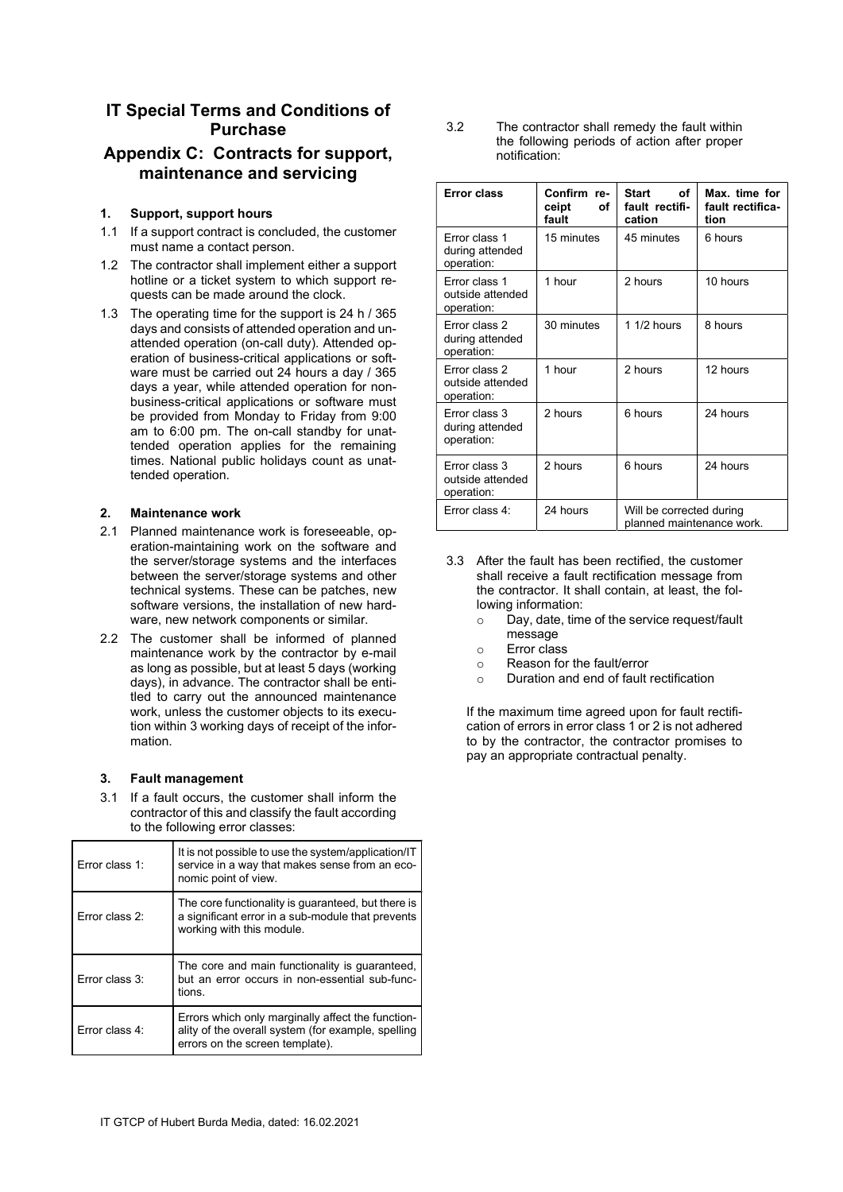# IT Special Terms and Conditions of Purchase

## Appendix C: Contracts for support, maintenance and servicing

### 1. Support, support hours

1.1 If a support contract is concluded, the customer must name a contact person.

1.2 The contractor shall implement either a support hotline or a ticket system to which support requests can be made around the clock.

1.3 The operating time for the support is 24 h / 365 days and consists of attended operation and unattended operation (on-call duty). Attended operation of business-critical applications or software must be carried out 24 hours a day / 365 days a year, while attended operation for non-business-critical applications or software must be provided from Monday to Friday from 9:00 am to 6:00 pm. The on-call standby for unattended operation applies for the remaining times. National public holidays count as unattended operation.

### 2. Maintenance work

2.1 Planned maintenance work is foreseeable, operation-maintaining work on the software and the server/storage systems and the interfaces between the server/storage systems and other technical systems. These can be patches, new software versions, the installation of new hardware, new network components or similar.

2.2 The customer shall be informed of planned maintenance work by the contractor by e-mail as long as possible, but at least 5 days (working days), in advance. The contractor shall be entitled to carry out the announced maintenance work, unless the customer objects to its execution within 3 working days of receipt of the information.

### 3. Fault management

3.1 If a fault occurs, the customer shall inform the contractor of this and classify the fault according to the following error classes:

| | |
|---|---|
| Error class 1: | It is not possible to use the system/application/IT service in a way that makes sense from an economic point of view. |
| Error class 2: | The core functionality is guaranteed, but there is a significant error in a sub-module that prevents working with this module. |
| Error class 3: | The core and main functionality is guaranteed, but an error occurs in non-essential sub-functions. |
| Error class 4: | Errors which only marginally affect the functionality of the overall system (for example, spelling errors on the screen template). |

3.2 The contractor shall remedy the fault within the following periods of action after proper notification:

| Error class | Confirm receipt of fault | Start of fault rectification | Max. time for fault rectification |
|---|---|---|---|
| Error class 1 during attended operation: | 15 minutes | 45 minutes | 6 hours |
| Error class 1 outside attended operation: | 1 hour | 2 hours | 10 hours |
| Error class 2 during attended operation: | 30 minutes | 1 1/2 hours | 8 hours |
| Error class 2 outside attended operation: | 1 hour | 2 hours | 12 hours |
| Error class 3 during attended operation: | 2 hours | 6 hours | 24 hours |
| Error class 3 outside attended operation: | 2 hours | 6 hours | 24 hours |
| Error class 4: | 24 hours | Will be corrected during planned maintenance work. | |

3.3 After the fault has been rectified, the customer shall receive a fault rectification message from the contractor. It shall contain, at least, the following information:

- Day, date, time of the service request/fault message
- Error class
- Reason for the fault/error
- Duration and end of fault rectification

If the maximum time agreed upon for fault rectification of errors in error class 1 or 2 is not adhered to by the contractor, the contractor promises to pay an appropriate contractual penalty.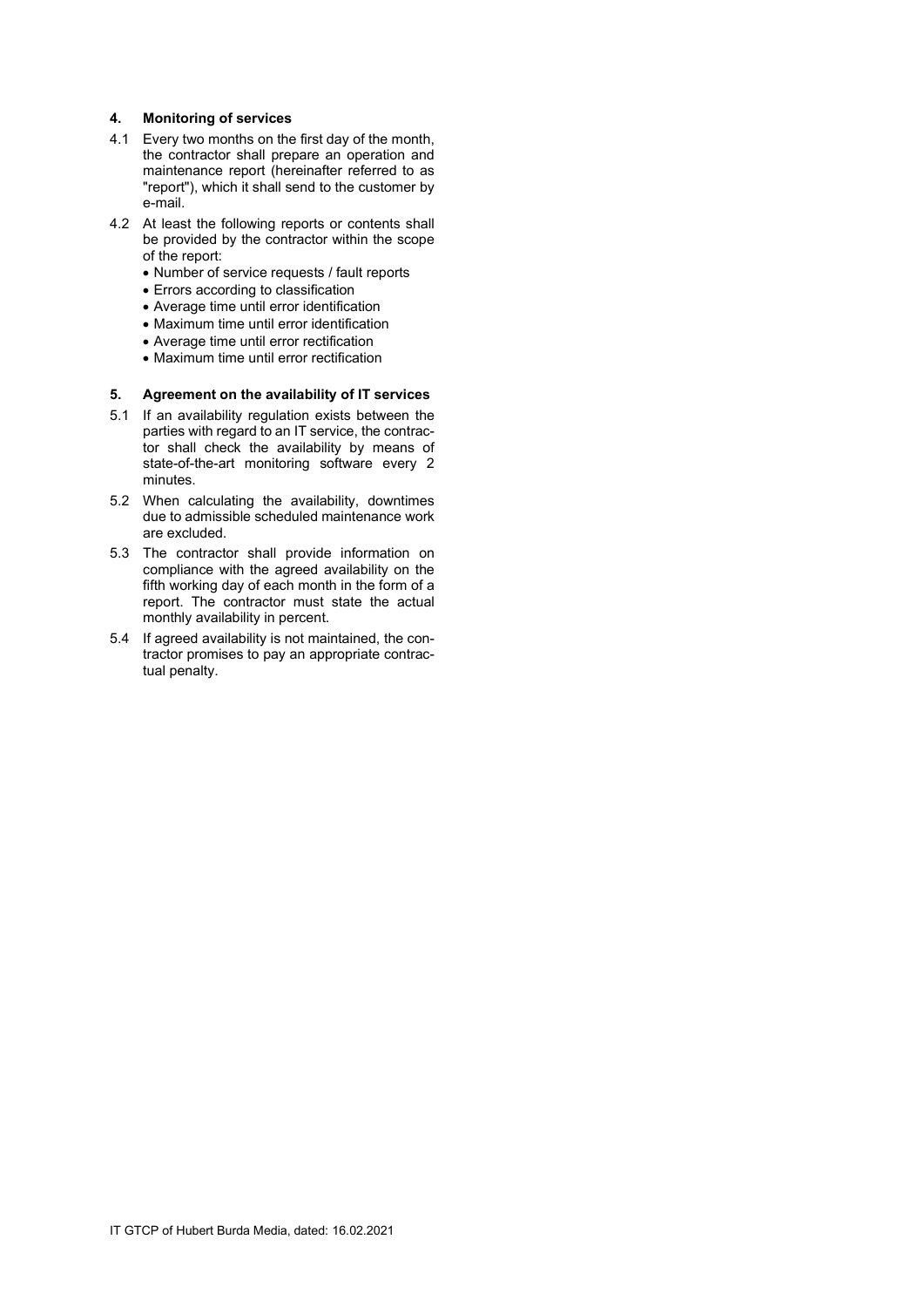## 4. Monitoring of services

4.1 Every two months on the first day of the month, the contractor shall prepare an operation and maintenance report (hereinafter referred to as "report"), which it shall send to the customer by e-mail.

4.2 At least the following reports or contents shall be provided by the contractor within the scope of the report:

- Number of service requests / fault reports
- Errors according to classification
- Average time until error identification
- Maximum time until error identification
- Average time until error rectification
- Maximum time until error rectification

## 5. Agreement on the availability of IT services

5.1 If an availability regulation exists between the parties with regard to an IT service, the contractor shall check the availability by means of state-of-the-art monitoring software every 2 minutes.

5.2 When calculating the availability, downtimes due to admissible scheduled maintenance work are excluded.

5.3 The contractor shall provide information on compliance with the agreed availability on the fifth working day of each month in the form of a report. The contractor must state the actual monthly availability in percent.

5.4 If agreed availability is not maintained, the contractor promises to pay an appropriate contractual penalty.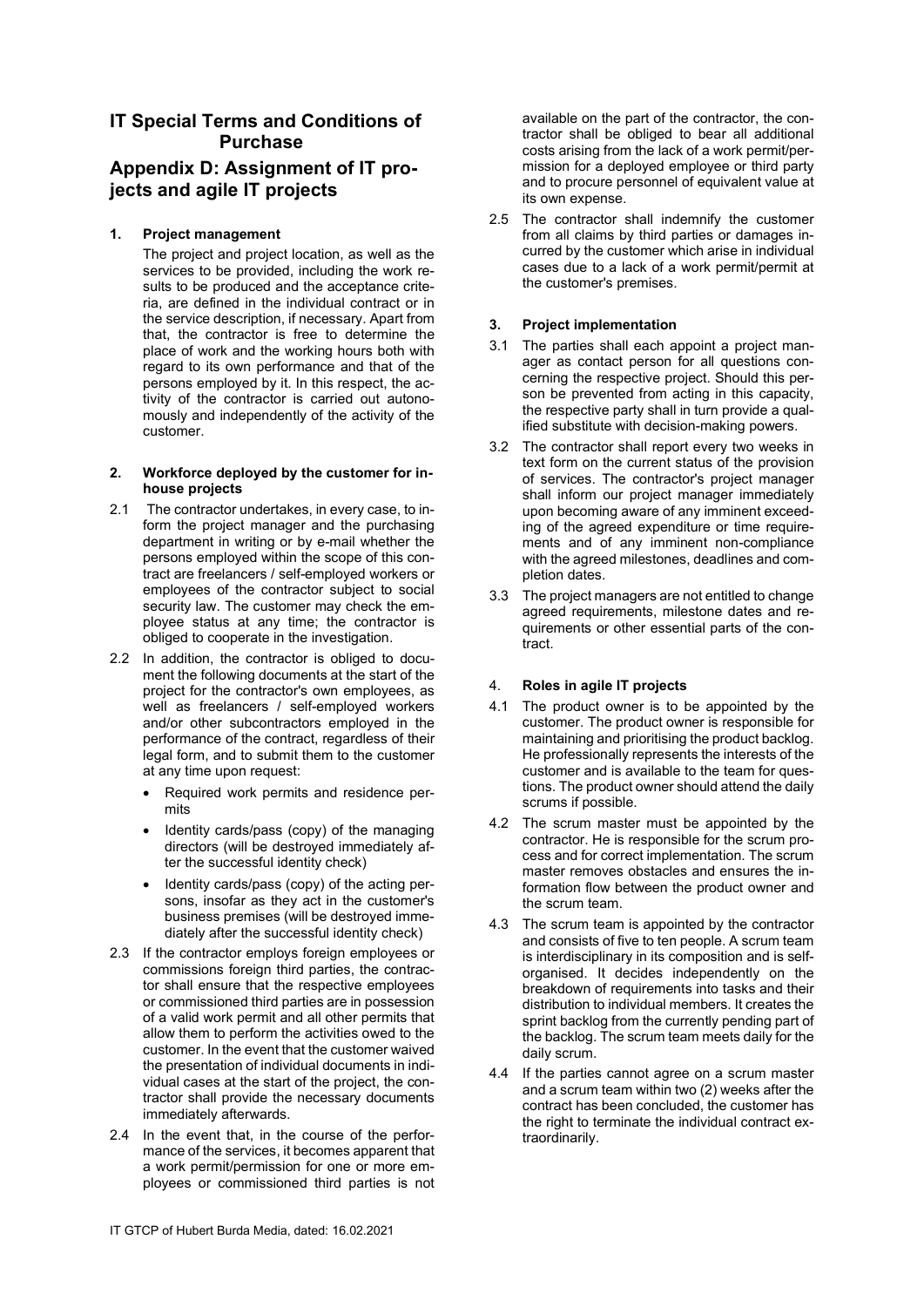# IT Special Terms and Conditions of Purchase

## Appendix D: Assignment of IT projects and agile IT projects

### 1. Project management

The project and project location, as well as the services to be provided, including the work results to be produced and the acceptance criteria, are defined in the individual contract or in the service description, if necessary. Apart from that, the contractor is free to determine the place of work and the working hours both with regard to its own performance and that of the persons employed by it. In this respect, the activity of the contractor is carried out autonomously and independently of the activity of the customer.

### 2. Workforce deployed by the customer for inhouse projects

2.1 The contractor undertakes, in every case, to inform the project manager and the purchasing department in writing or by e-mail whether the persons employed within the scope of this contract are freelancers / self-employed workers or employees of the contractor subject to social security law. The customer may check the employee status at any time; the contractor is obliged to cooperate in the investigation.

2.2 In addition, the contractor is obliged to document the following documents at the start of the project for the contractor's own employees, as well as freelancers / self-employed workers and/or other subcontractors employed in the performance of the contract, regardless of their legal form, and to submit them to the customer at any time upon request:

- Required work permits and residence permits
- Identity cards/pass (copy) of the managing directors (will be destroyed immediately after the successful identity check)
- Identity cards/pass (copy) of the acting persons, insofar as they act in the customer's business premises (will be destroyed immediately after the successful identity check)

2.3 If the contractor employs foreign employees or commissions foreign third parties, the contractor shall ensure that the respective employees or commissioned third parties are in possession of a valid work permit and all other permits that allow them to perform the activities owed to the customer. In the event that the customer waived the presentation of individual documents in individual cases at the start of the project, the contractor shall provide the necessary documents immediately afterwards.

2.4 In the event that, in the course of the performance of the services, it becomes apparent that a work permit/permission for one or more employees or commissioned third parties is not available on the part of the contractor, the contractor shall be obliged to bear all additional costs arising from the lack of a work permit/permission for a deployed employee or third party and to procure personnel of equivalent value at its own expense.

2.5 The contractor shall indemnify the customer from all claims by third parties or damages incurred by the customer which arise in individual cases due to a lack of a work permit/permit at the customer's premises.

### 3. Project implementation

3.1 The parties shall each appoint a project manager as contact person for all questions concerning the respective project. Should this person be prevented from acting in this capacity, the respective party shall in turn provide a qualified substitute with decision-making powers.

3.2 The contractor shall report every two weeks in text form on the current status of the provision of services. The contractor's project manager shall inform our project manager immediately upon becoming aware of any imminent exceeding of the agreed expenditure or time requirements and of any imminent non-compliance with the agreed milestones, deadlines and completion dates.

3.3 The project managers are not entitled to change agreed requirements, milestone dates and requirements or other essential parts of the contract.

### 4. Roles in agile IT projects

4.1 The product owner is to be appointed by the customer. The product owner is responsible for maintaining and prioritising the product backlog. He professionally represents the interests of the customer and is available to the team for questions. The product owner should attend the daily scrums if possible.

4.2 The scrum master must be appointed by the contractor. He is responsible for the scrum process and for correct implementation. The scrum master removes obstacles and ensures the information flow between the product owner and the scrum team.

4.3 The scrum team is appointed by the contractor and consists of five to ten people. A scrum team is interdisciplinary in its composition and is self-organised. It decides independently on the breakdown of requirements into tasks and their distribution to individual members. It creates the sprint backlog from the currently pending part of the backlog. The scrum team meets daily for the daily scrum.

4.4 If the parties cannot agree on a scrum master and a scrum team within two (2) weeks after the contract has been concluded, the customer has the right to terminate the individual contract extraordinarily.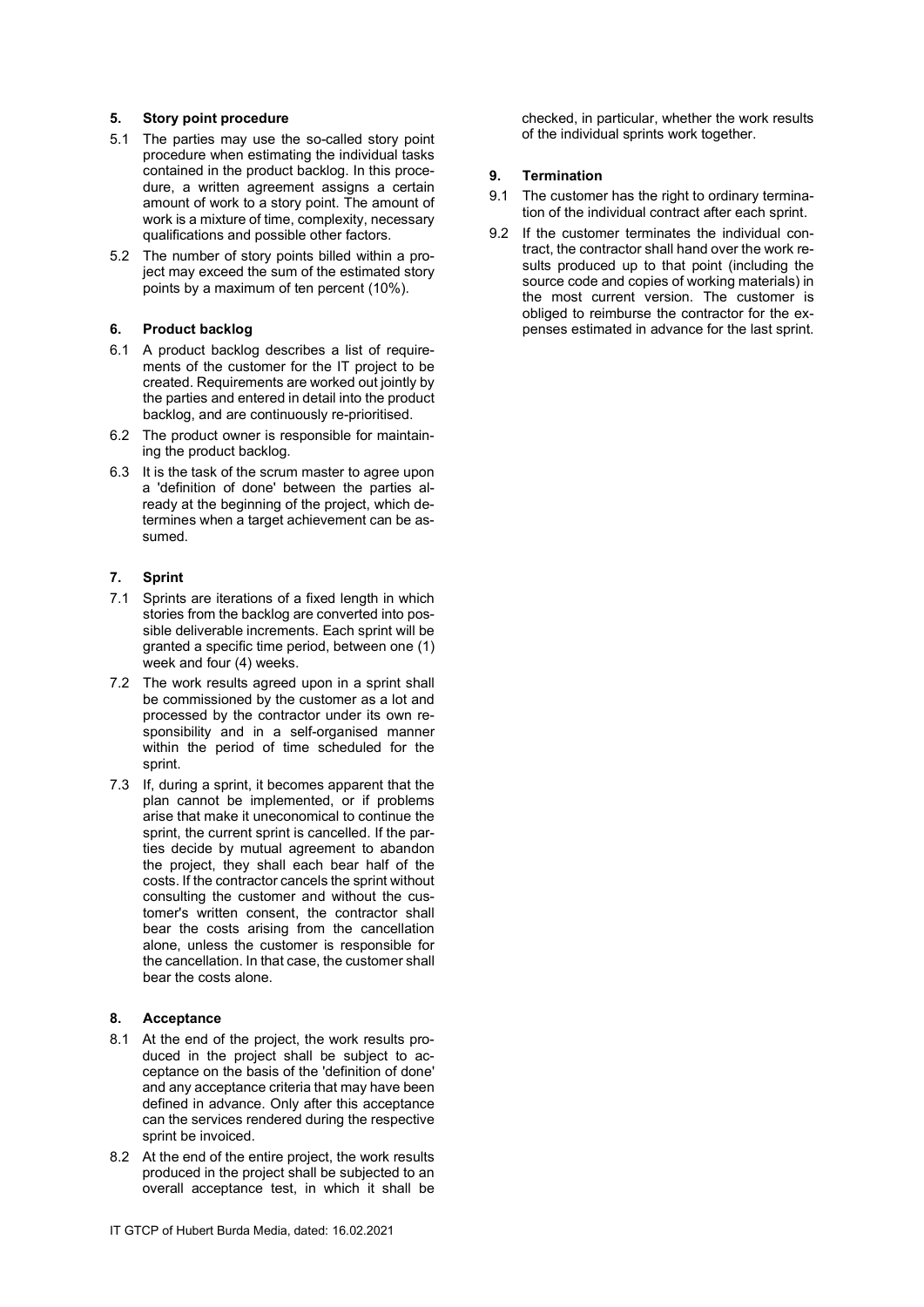### 5. Story point procedure

5.1 The parties may use the so-called story point procedure when estimating the individual tasks contained in the product backlog. In this procedure, a written agreement assigns a certain amount of work to a story point. The amount of work is a mixture of time, complexity, necessary qualifications and possible other factors.

5.2 The number of story points billed within a project may exceed the sum of the estimated story points by a maximum of ten percent (10%).

### 6. Product backlog

6.1 A product backlog describes a list of requirements of the customer for the IT project to be created. Requirements are worked out jointly by the parties and entered in detail into the product backlog, and are continuously re-prioritised.

6.2 The product owner is responsible for maintaining the product backlog.

6.3 It is the task of the scrum master to agree upon a 'definition of done' between the parties already at the beginning of the project, which determines when a target achievement can be assumed.

### 7. Sprint

7.1 Sprints are iterations of a fixed length in which stories from the backlog are converted into possible deliverable increments. Each sprint will be granted a specific time period, between one (1) week and four (4) weeks.

7.2 The work results agreed upon in a sprint shall be commissioned by the customer as a lot and processed by the contractor under its own responsibility and in a self-organised manner within the period of time scheduled for the sprint.

7.3 If, during a sprint, it becomes apparent that the plan cannot be implemented, or if problems arise that make it uneconomical to continue the sprint, the current sprint is cancelled. If the parties decide by mutual agreement to abandon the project, they shall each bear half of the costs. If the contractor cancels the sprint without consulting the customer and without the customer's written consent, the contractor shall bear the costs arising from the cancellation alone, unless the customer is responsible for the cancellation. In that case, the customer shall bear the costs alone.

### 8. Acceptance

8.1 At the end of the project, the work results produced in the project shall be subject to acceptance on the basis of the 'definition of done' and any acceptance criteria that may have been defined in advance. Only after this acceptance can the services rendered during the respective sprint be invoiced.

8.2 At the end of the entire project, the work results produced in the project shall be subjected to an overall acceptance test, in which it shall be checked, in particular, whether the work results of the individual sprints work together.

### 9. Termination

9.1 The customer has the right to ordinary termination of the individual contract after each sprint.

9.2 If the customer terminates the individual contract, the contractor shall hand over the work results produced up to that point (including the source code and copies of working materials) in the most current version. The customer is obliged to reimburse the contractor for the expenses estimated in advance for the last sprint.